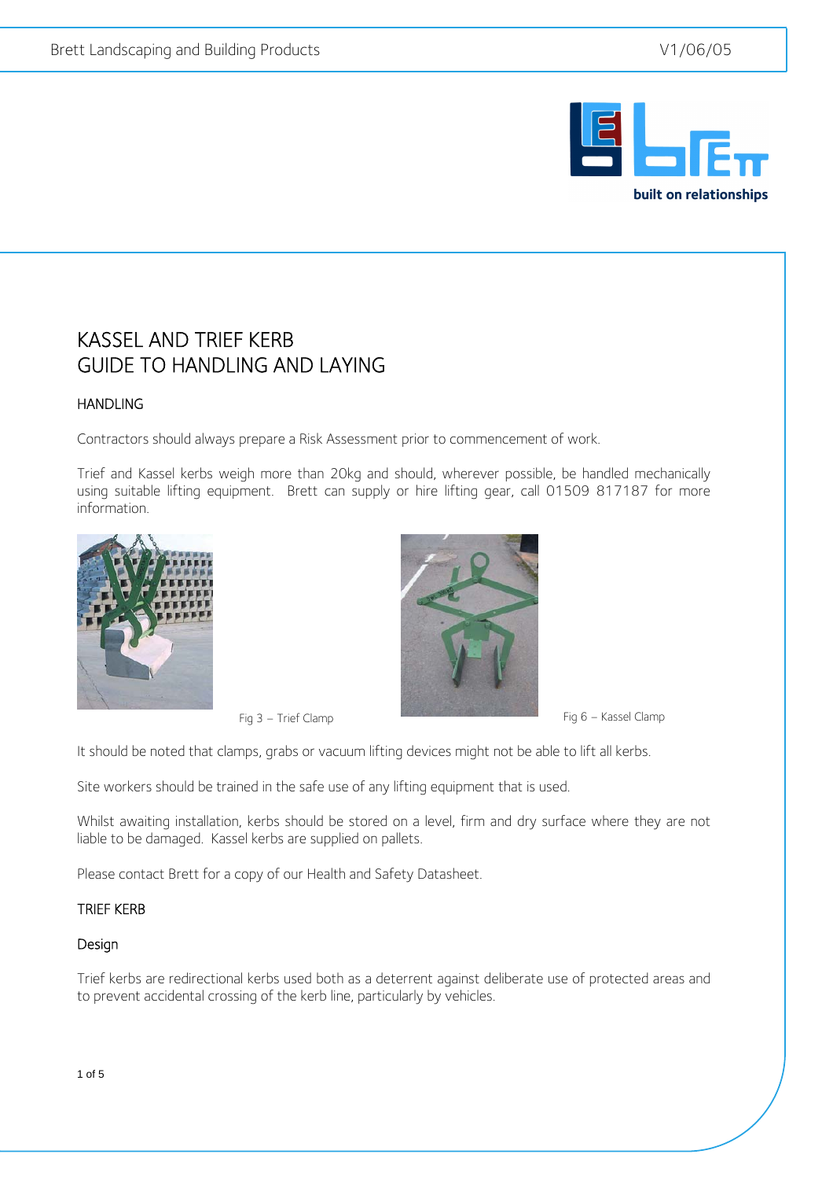# KASSEL AND TRIEF KERB
# GUIDE TO HANDLING AND LAYING

## HANDLING

Contractors should always prepare a Risk Assessment prior to commencement of work.

Trief and Kassel kerbs weigh more than 20kg and should, wherever possible, be handled mechanically using suitable lifting equipment. Brett can supply or hire lifting gear, call 01509 817187 for more information.

Fig 3 – Trief Clamp

Fig 6 – Kassel Clamp

It should be noted that clamps, grabs or vacuum lifting devices might not be able to lift all kerbs.

Site workers should be trained in the safe use of any lifting equipment that is used.

Whilst awaiting installation, kerbs should be stored on a level, firm and dry surface where they are not liable to be damaged. Kassel kerbs are supplied on pallets.

Please contact Brett for a copy of our Health and Safety Datasheet.

## TRIEF KERB

### Design

Trief kerbs are redirectional kerbs used both as a deterrent against deliberate use of protected areas and to prevent accidental crossing of the kerb line, particularly by vehicles.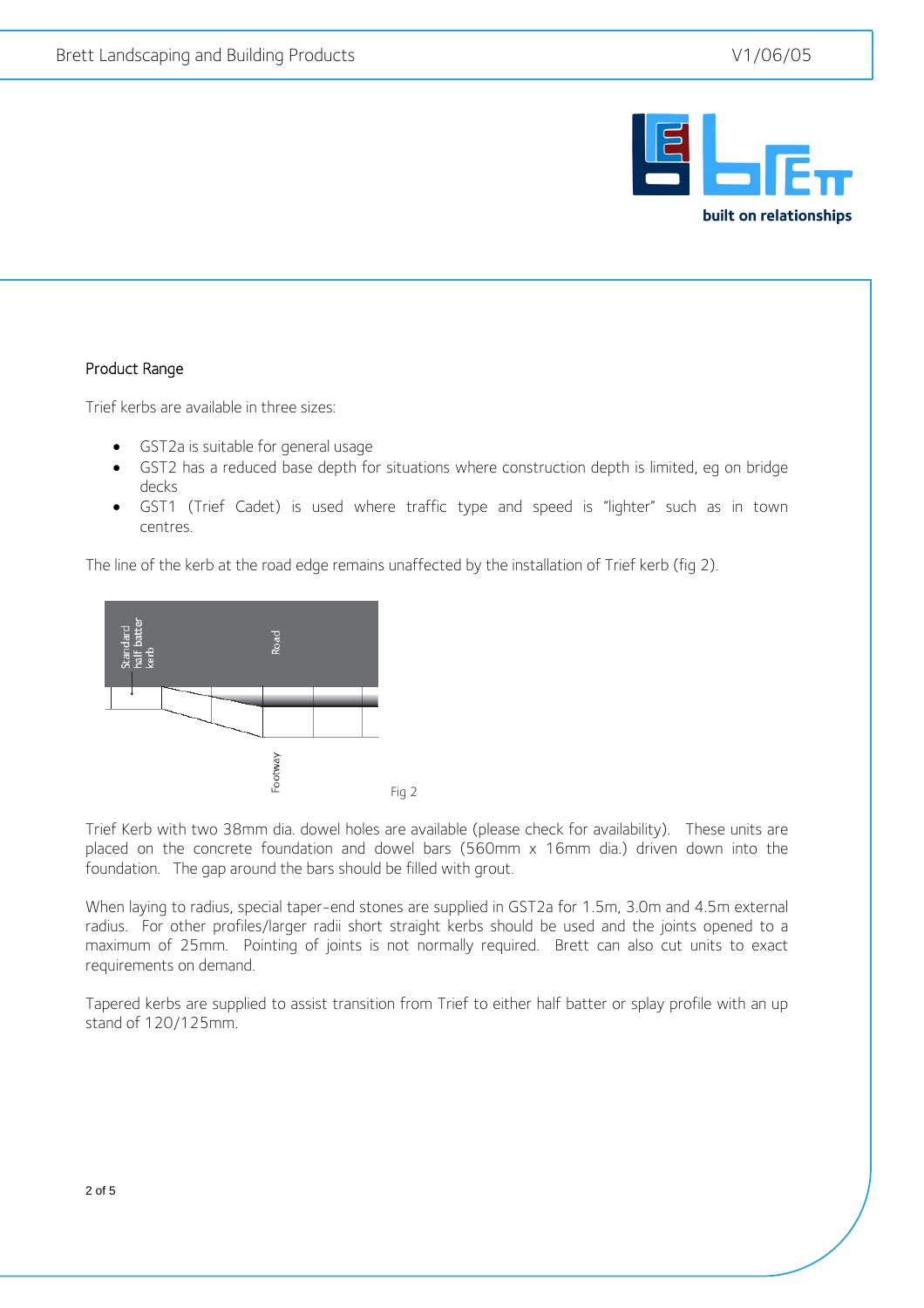## Product Range

Trief kerbs are available in three sizes:

- GST2a is suitable for general usage
- GST2 has a reduced base depth for situations where construction depth is limited, eg on bridge decks
- GST1 (Trief Cadet) is used where traffic type and speed is "lighter" such as in town centres.

The line of the kerb at the road edge remains unaffected by the installation of Trief kerb (fig 2).

Fig 2

Trief Kerb with two 38mm dia. dowel holes are available (please check for availability). These units are placed on the concrete foundation and dowel bars (560mm x 16mm dia.) driven down into the foundation. The gap around the bars should be filled with grout.

When laying to radius, special taper-end stones are supplied in GST2a for 1.5m, 3.0m and 4.5m external radius. For other profiles/larger radii short straight kerbs should be used and the joints opened to a maximum of 25mm. Pointing of joints is not normally required. Brett can also cut units to exact requirements on demand.

Tapered kerbs are supplied to assist transition from Trief to either half batter or splay profile with an up stand of 120/125mm.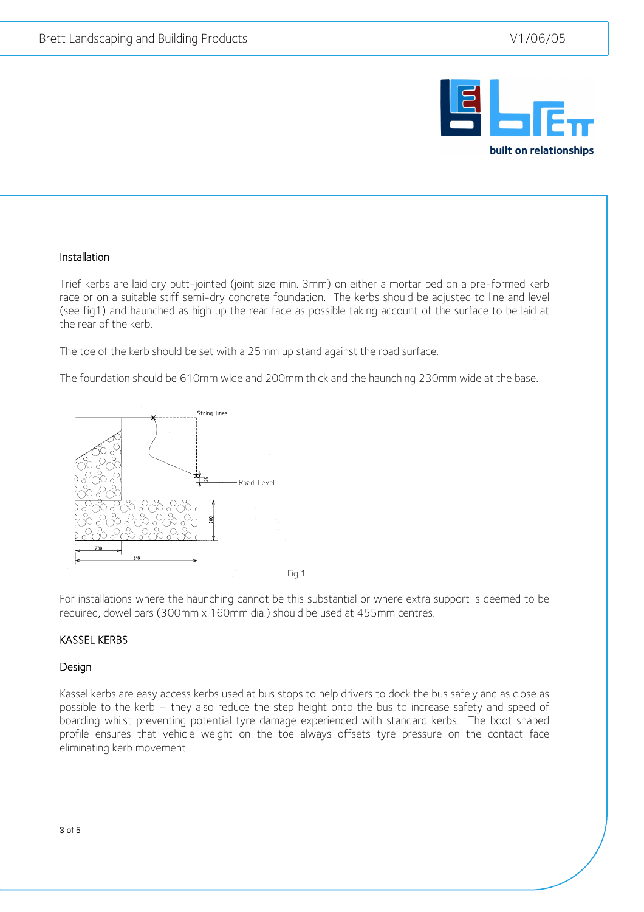### Installation

Trief kerbs are laid dry butt-jointed (joint size min. 3mm) on either a mortar bed on a pre-formed kerb race or on a suitable stiff semi-dry concrete foundation. The kerbs should be adjusted to line and level (see fig1) and haunched as high up the rear face as possible taking account of the surface to be laid at the rear of the kerb.

The toe of the kerb should be set with a 25mm up stand against the road surface.

The foundation should be 610mm wide and 200mm thick and the haunching 230mm wide at the base.

Fig 1

For installations where the haunching cannot be this substantial or where extra support is deemed to be required, dowel bars (300mm x 160mm dia.) should be used at 455mm centres.

## KASSEL KERBS

### Design

Kassel kerbs are easy access kerbs used at bus stops to help drivers to dock the bus safely and as close as possible to the kerb – they also reduce the step height onto the bus to increase safety and speed of boarding whilst preventing potential tyre damage experienced with standard kerbs. The boot shaped profile ensures that vehicle weight on the toe always offsets tyre pressure on the contact face eliminating kerb movement.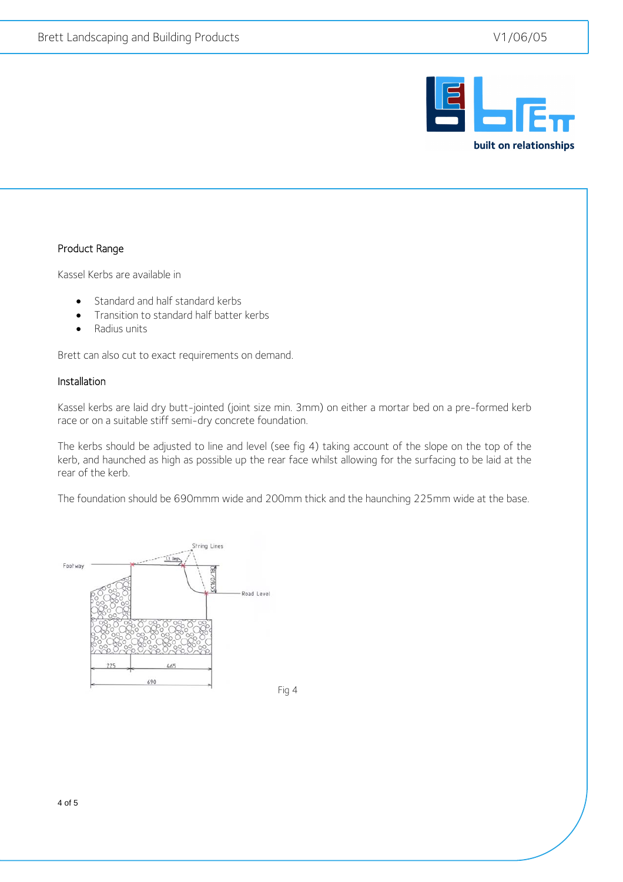## Product Range

Kassel Kerbs are available in

- Standard and half standard kerbs
- Transition to standard half batter kerbs
- Radius units

Brett can also cut to exact requirements on demand.

## Installation

Kassel kerbs are laid dry butt-jointed (joint size min. 3mm) on either a mortar bed on a pre-formed kerb race or on a suitable stiff semi-dry concrete foundation.

The kerbs should be adjusted to line and level (see fig 4) taking account of the slope on the top of the kerb, and haunched as high as possible up the rear face whilst allowing for the surfacing to be laid at the rear of the kerb.

The foundation should be 690mmm wide and 200mm thick and the haunching 225mm wide at the base.

Fig 4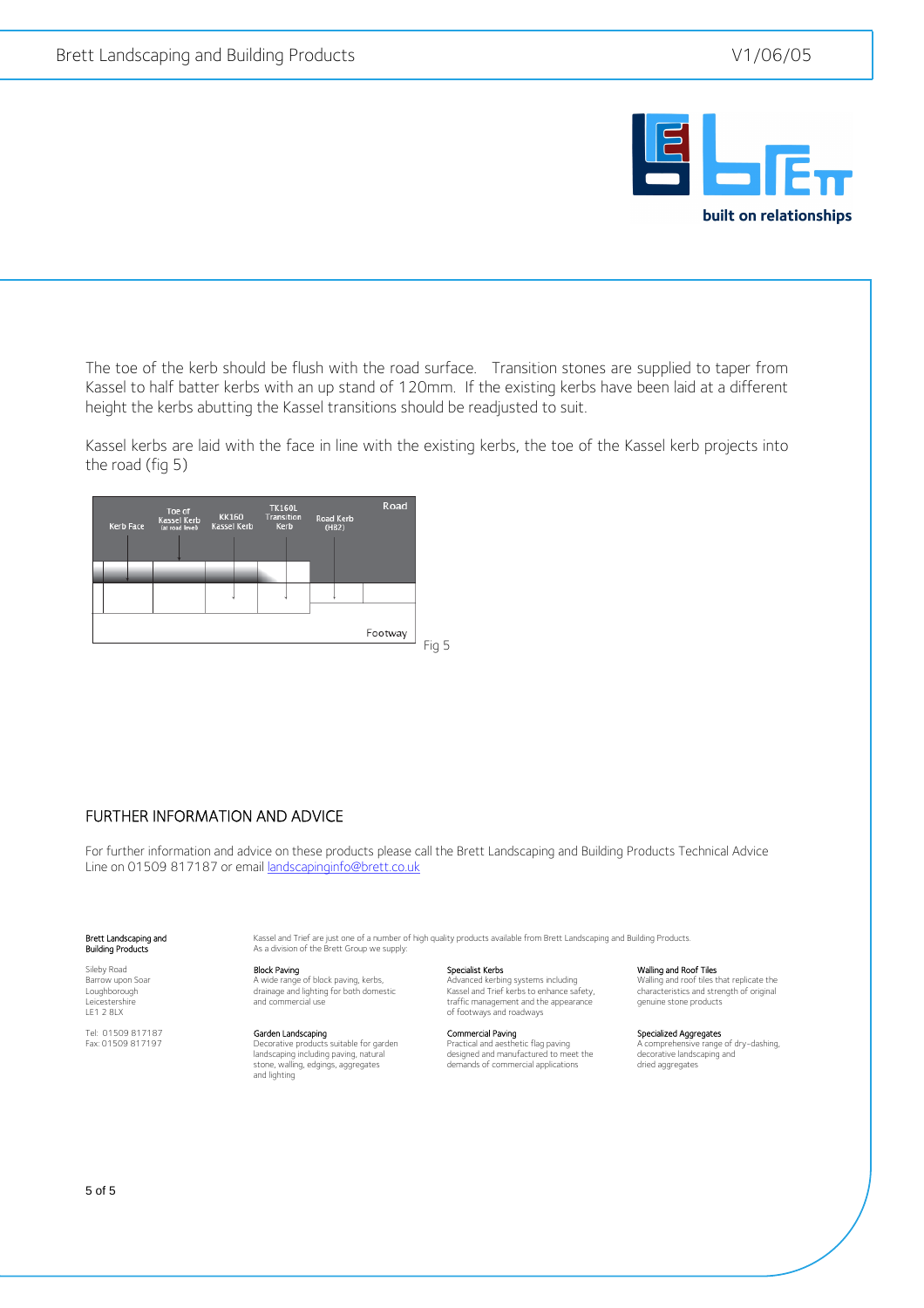The toe of the kerb should be flush with the road surface. Transition stones are supplied to taper from Kassel to half batter kerbs with an up stand of 120mm. If the existing kerbs have been laid at a different height the kerbs abutting the Kassel transitions should be readjusted to suit.

Kassel kerbs are laid with the face in line with the existing kerbs, the toe of the Kassel kerb projects into the road (fig 5)

Kerb Face
Toe of Kassel Kerb (at road level)
KK160 Kassel Kerb
TK160L Transition Kerb
Road Kerb (HB2)
Road
Footway

Fig 5

## FURTHER INFORMATION AND ADVICE

For further information and advice on these products please call the Brett Landscaping and Building Products Technical Advice Line on 01509 817187 or email landscapinginfo@brett.co.uk

**Brett Landscaping and Building Products**

Sileby Road
Barrow upon Soar
Loughborough
Leicestershire
LE12 8LX

Tel: 01509 817187
Fax: 01509 817197

Kassel and Trief are just one of a number of high quality products available from Brett Landscaping and Building Products. As a division of the Brett Group we supply:

**Block Paving**
A wide range of block paving, kerbs, drainage and lighting for both domestic and commercial use

**Garden Landscaping**
Decorative products suitable for garden landscaping including paving, natural stone, walling, edgings, aggregates and lighting

**Specialist Kerbs**
Advanced kerbing systems including Kassel and Trief kerbs to enhance safety, traffic management and the appearance of footways and roadways

**Commercial Paving**
Practical and aesthetic flag paving designed and manufactured to meet the demands of commercial applications

**Walling and Roof Tiles**
Walling and roof tiles that replicate the characteristics and strength of original genuine stone products

**Specialized Aggregates**
A comprehensive range of dry-dashing, decorative landscaping and dried aggregates